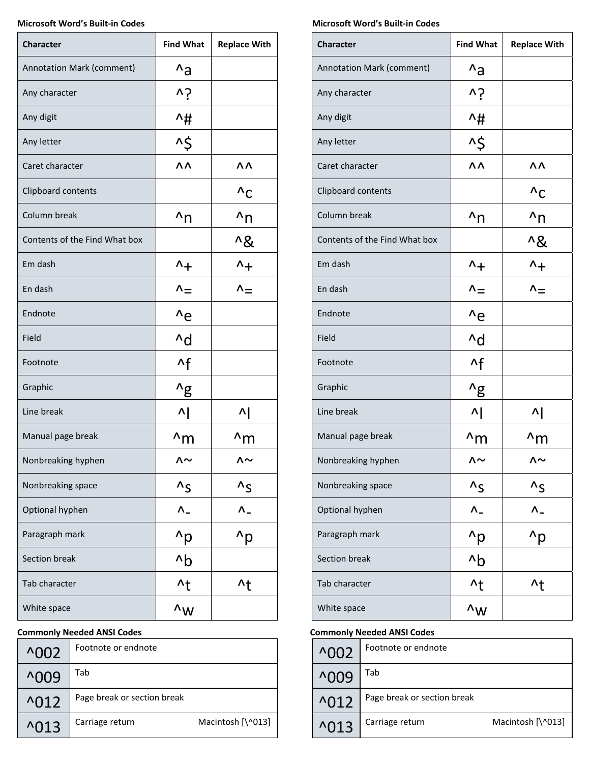**Microsoft Word's Built-in Codes**

| Character | Find What | Replace With |
|---|---|---|
| Annotation Mark (comment) | ^a | |
| Any character | ^? | |
| Any digit | ^# | |
| Any letter | ^$ | |
| Caret character | ^^ | ^^ |
| Clipboard contents | | ^c |
| Column break | ^n | ^n |
| Contents of the Find What box | | ^& |
| Em dash | ^+ | ^+ |
| En dash | ^= | ^= |
| Endnote | ^e | |
| Field | ^d | |
| Footnote | ^f | |
| Graphic | ^g | |
| Line break | ^l | ^l |
| Manual page break | ^m | ^m |
| Nonbreaking hyphen | ^~ | ^~ |
| Nonbreaking space | ^s | ^s |
| Optional hyphen | ^- | ^- |
| Paragraph mark | ^p | ^p |
| Section break | ^b | |
| Tab character | ^t | ^t |
| White space | ^w | |

**Commonly Needed ANSI Codes**

| Code | Description |
|---|---|
| ^002 | Footnote or endnote |
| ^009 | Tab |
| ^012 | Page break or section break |
| ^013 | Carriage return Macintosh [\^013] |

**Microsoft Word's Built-in Codes**

| Character | Find What | Replace With |
|---|---|---|
| Annotation Mark (comment) | ^a | |
| Any character | ^? | |
| Any digit | ^# | |
| Any letter | ^$ | |
| Caret character | ^^ | ^^ |
| Clipboard contents | | ^c |
| Column break | ^n | ^n |
| Contents of the Find What box | | ^& |
| Em dash | ^+ | ^+ |
| En dash | ^= | ^= |
| Endnote | ^e | |
| Field | ^d | |
| Footnote | ^f | |
| Graphic | ^g | |
| Line break | ^l | ^l |
| Manual page break | ^m | ^m |
| Nonbreaking hyphen | ^~ | ^~ |
| Nonbreaking space | ^s | ^s |
| Optional hyphen | ^- | ^- |
| Paragraph mark | ^p | ^p |
| Section break | ^b | |
| Tab character | ^t | ^t |
| White space | ^w | |

**Commonly Needed ANSI Codes**

| Code | Description |
|---|---|
| ^002 | Footnote or endnote |
| ^009 | Tab |
| ^012 | Page break or section break |
| ^013 | Carriage return Macintosh [\^013] |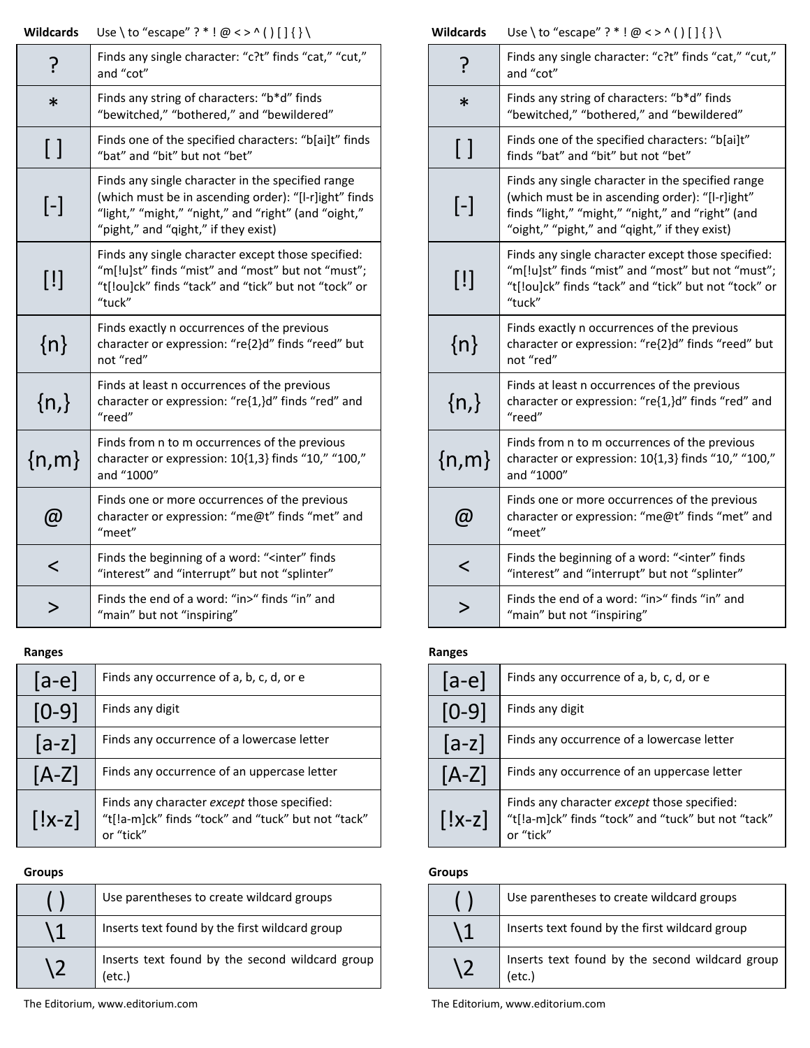**Wildcards** Use \ to "escape" ? * ! @ < > ^ ( ) [ ] { } \

| | |
|---|---|
| ? | Finds any single character: "c?t" finds "cat," "cut," and "cot" |
| * | Finds any string of characters: "b*d" finds "bewitched," "bothered," and "bewildered" |
| [ ] | Finds one of the specified characters: "b[ai]t" finds "bat" and "bit" but not "bet" |
| [-] | Finds any single character in the specified range (which must be in ascending order): "[l-r]ight" finds "light," "might," "night," and "right" (and "oight," "pight," and "qight," if they exist) |
| [!] | Finds any single character except those specified: "m[!u]st" finds "mist" and "most" but not "must"; "t[!ou]ck" finds "tack" and "tick" but not "tock" or "tuck" |
| {n} | Finds exactly n occurrences of the previous character or expression: "re{2}d" finds "reed" but not "red" |
| {n,} | Finds at least n occurrences of the previous character or expression: "re{1,}d" finds "red" and "reed" |
| {n,m} | Finds from n to m occurrences of the previous character or expression: 10{1,3} finds "10," "100," and "1000" |
| @ | Finds one or more occurrences of the previous character or expression: "me@t" finds "met" and "meet" |
| < | Finds the beginning of a word: "<inter" finds "interest" and "interrupt" but not "splinter" |
| > | Finds the end of a word: "in>" finds "in" and "main" but not "inspiring" |

**Ranges**

| | |
|---|---|
| [a-e] | Finds any occurrence of a, b, c, d, or e |
| [0-9] | Finds any digit |
| [a-z] | Finds any occurrence of a lowercase letter |
| [A-Z] | Finds any occurrence of an uppercase letter |
| [!x-z] | Finds any character *except* those specified: "t[!a-m]ck" finds "tock" and "tuck" but not "tack" or "tick" |

**Groups**

| | |
|---|---|
| ( ) | Use parentheses to create wildcard groups |
| \1 | Inserts text found by the first wildcard group |
| \2 | Inserts text found by the second wildcard group (etc.) |

The Editorium, www.editorium.com

**Wildcards** Use \ to "escape" ? * ! @ < > ^ ( ) [ ] { } \

| | |
|---|---|
| ? | Finds any single character: "c?t" finds "cat," "cut," and "cot" |
| * | Finds any string of characters: "b*d" finds "bewitched," "bothered," and "bewildered" |
| [ ] | Finds one of the specified characters: "b[ai]t" finds "bat" and "bit" but not "bet" |
| [-] | Finds any single character in the specified range (which must be in ascending order): "[l-r]ight" finds "light," "might," "night," and "right" (and "oight," "pight," and "qight," if they exist) |
| [!] | Finds any single character except those specified: "m[!u]st" finds "mist" and "most" but not "must"; "t[!ou]ck" finds "tack" and "tick" but not "tock" or "tuck" |
| {n} | Finds exactly n occurrences of the previous character or expression: "re{2}d" finds "reed" but not "red" |
| {n,} | Finds at least n occurrences of the previous character or expression: "re{1,}d" finds "red" and "reed" |
| {n,m} | Finds from n to m occurrences of the previous character or expression: 10{1,3} finds "10," "100," and "1000" |
| @ | Finds one or more occurrences of the previous character or expression: "me@t" finds "met" and "meet" |
| < | Finds the beginning of a word: "<inter" finds "interest" and "interrupt" but not "splinter" |
| > | Finds the end of a word: "in>" finds "in" and "main" but not "inspiring" |

**Ranges**

| | |
|---|---|
| [a-e] | Finds any occurrence of a, b, c, d, or e |
| [0-9] | Finds any digit |
| [a-z] | Finds any occurrence of a lowercase letter |
| [A-Z] | Finds any occurrence of an uppercase letter |
| [!x-z] | Finds any character *except* those specified: "t[!a-m]ck" finds "tock" and "tuck" but not "tack" or "tick" |

**Groups**

| | |
|---|---|
| ( ) | Use parentheses to create wildcard groups |
| \1 | Inserts text found by the first wildcard group |
| \2 | Inserts text found by the second wildcard group (etc.) |

The Editorium, www.editorium.com